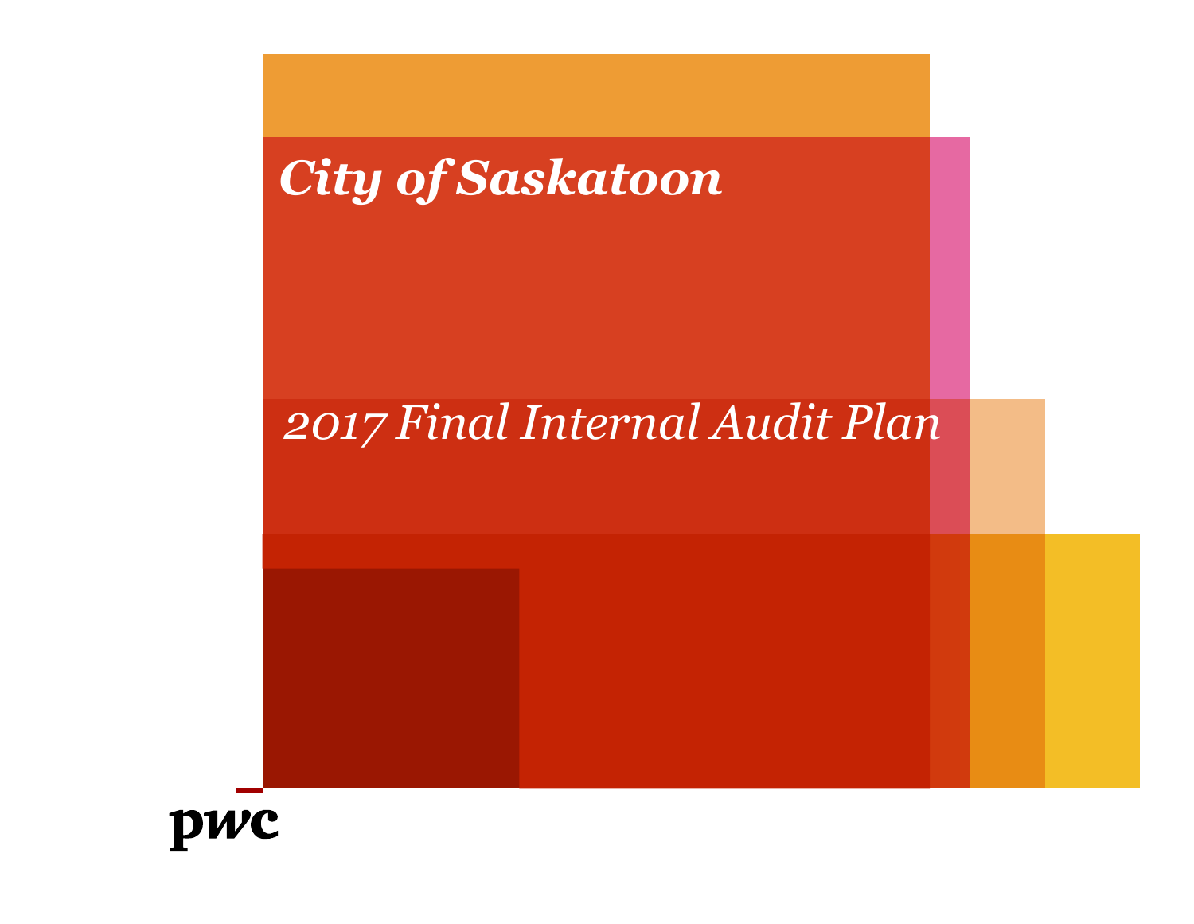# City of Saskatoon

## 2017 Final Internal Audit Plan

pwc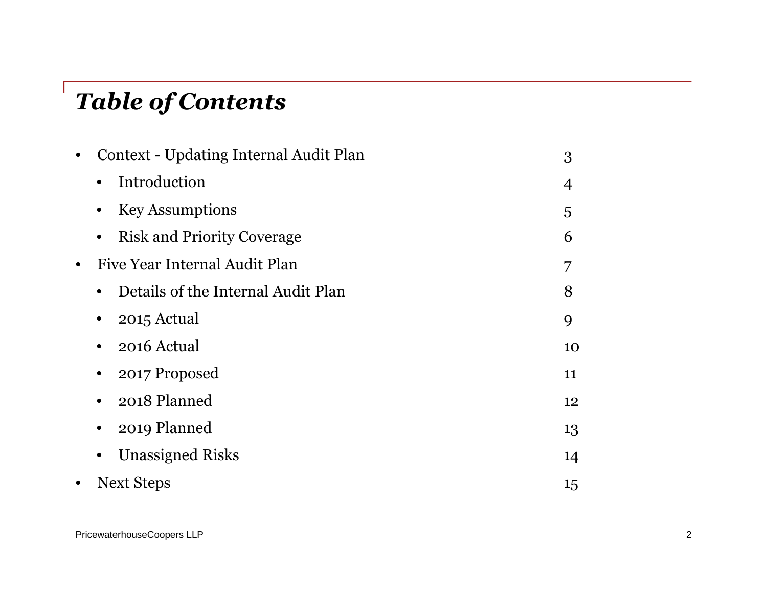# *Table of Contents*

- Context - Updating Internal Audit Plan — 3
  - Introduction — 4
  - Key Assumptions — 5
  - Risk and Priority Coverage — 6
- Five Year Internal Audit Plan — 7
  - Details of the Internal Audit Plan — 8
  - 2015 Actual — 9
  - 2016 Actual — 10
  - 2017 Proposed — 11
  - 2018 Planned — 12
  - 2019 Planned — 13
  - Unassigned Risks — 14
- Next Steps — 15

PricewaterhouseCoopers LLP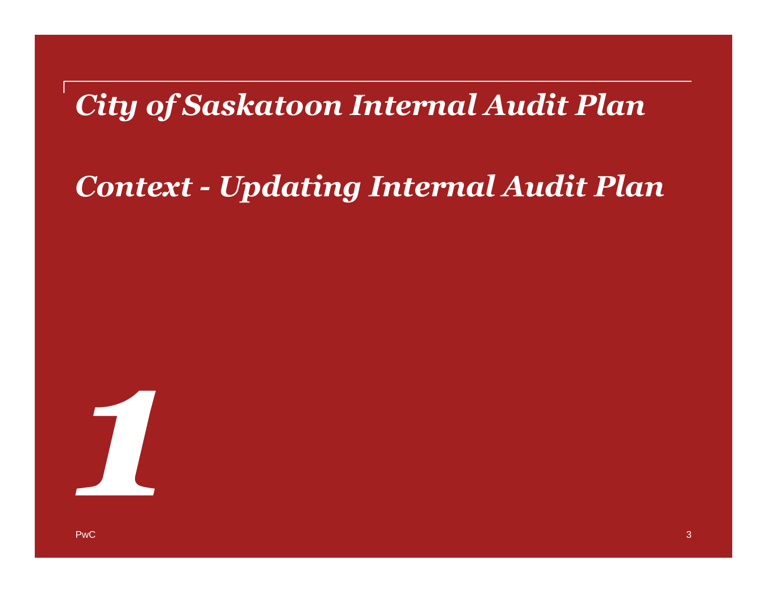# City of Saskatoon Internal Audit Plan

## Context - Updating Internal Audit Plan

# *1*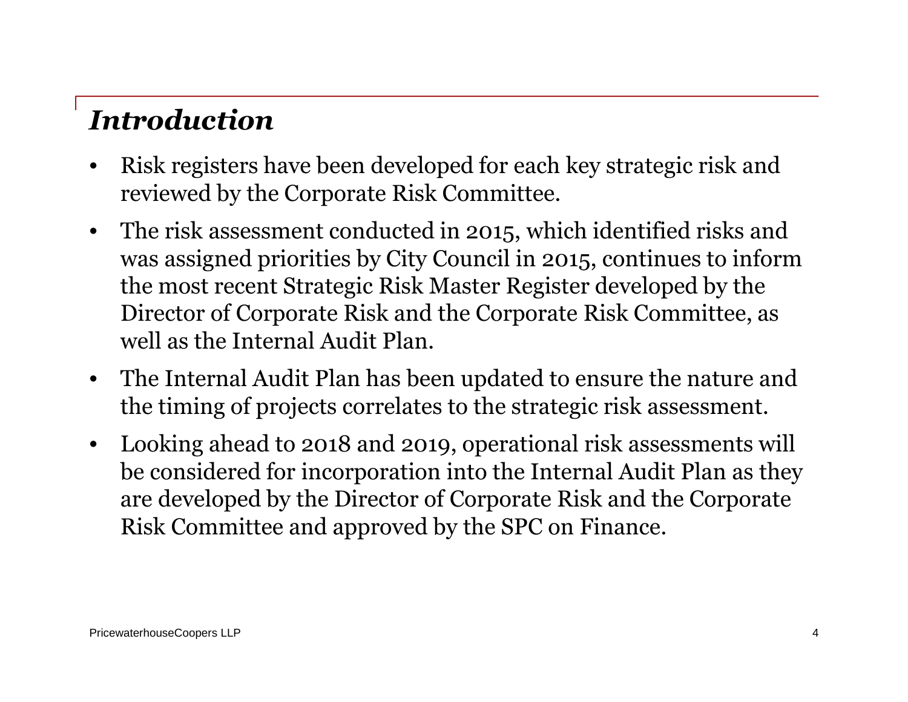## *Introduction*

- Risk registers have been developed for each key strategic risk and reviewed by the Corporate Risk Committee.
- The risk assessment conducted in 2015, which identified risks and was assigned priorities by City Council in 2015, continues to inform the most recent Strategic Risk Master Register developed by the Director of Corporate Risk and the Corporate Risk Committee, as well as the Internal Audit Plan.
- The Internal Audit Plan has been updated to ensure the nature and the timing of projects correlates to the strategic risk assessment.
- Looking ahead to 2018 and 2019, operational risk assessments will be considered for incorporation into the Internal Audit Plan as they are developed by the Director of Corporate Risk and the Corporate Risk Committee and approved by the SPC on Finance.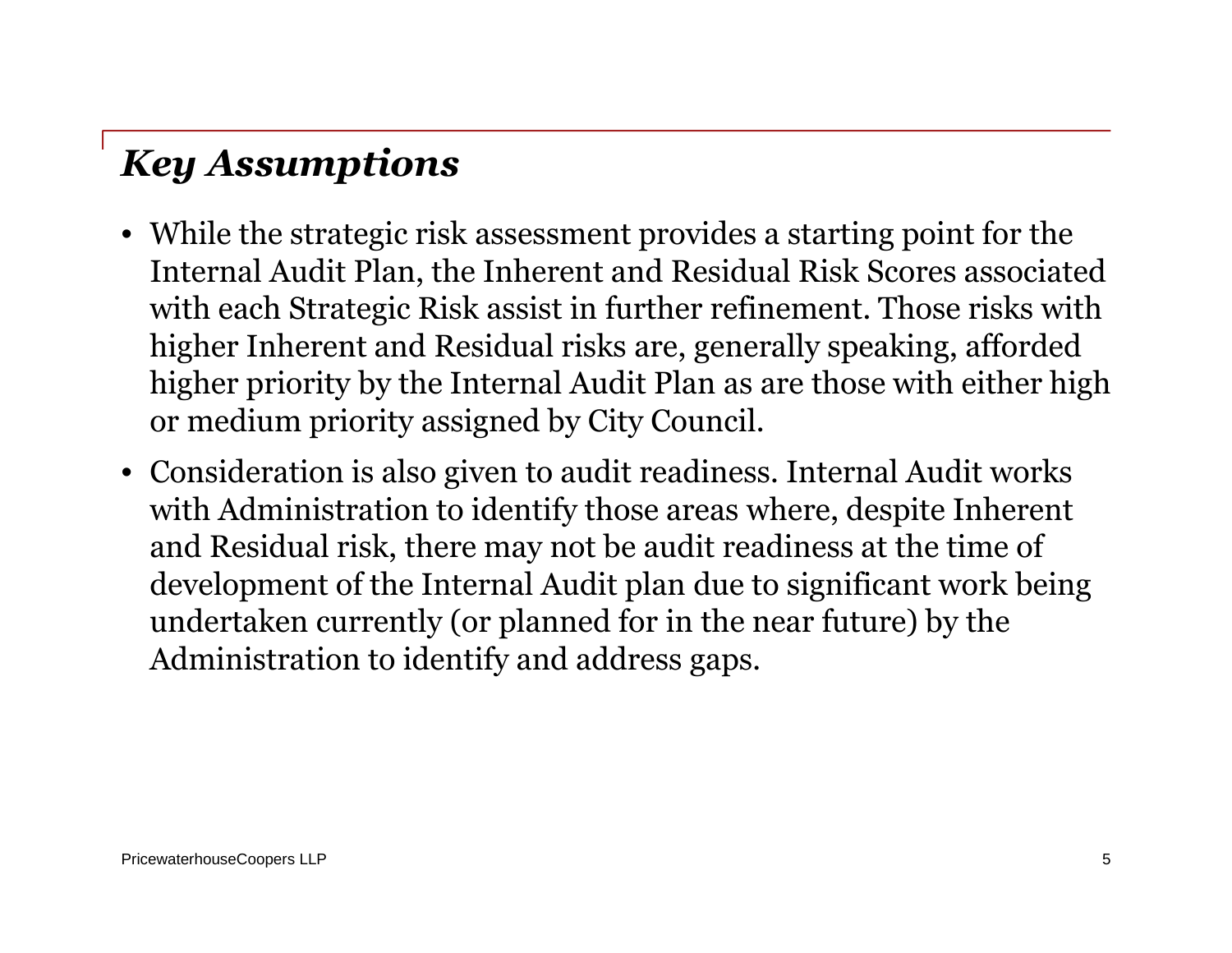## *Key Assumptions*

- While the strategic risk assessment provides a starting point for the Internal Audit Plan, the Inherent and Residual Risk Scores associated with each Strategic Risk assist in further refinement. Those risks with higher Inherent and Residual risks are, generally speaking, afforded higher priority by the Internal Audit Plan as are those with either high or medium priority assigned by City Council.
- Consideration is also given to audit readiness. Internal Audit works with Administration to identify those areas where, despite Inherent and Residual risk, there may not be audit readiness at the time of development of the Internal Audit plan due to significant work being undertaken currently (or planned for in the near future) by the Administration to identify and address gaps.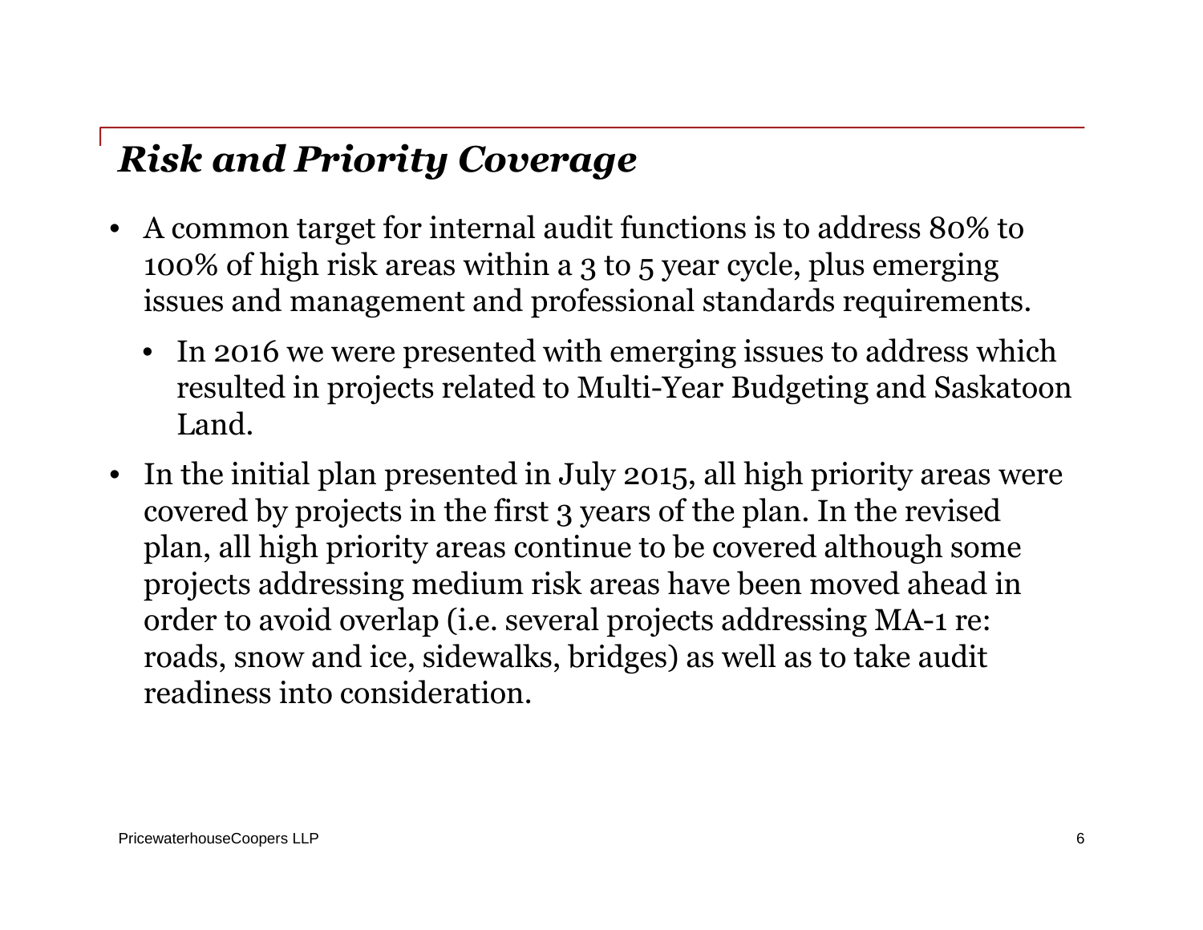## *Risk and Priority Coverage*

- A common target for internal audit functions is to address 80% to 100% of high risk areas within a 3 to 5 year cycle, plus emerging issues and management and professional standards requirements.
  - In 2016 we were presented with emerging issues to address which resulted in projects related to Multi-Year Budgeting and Saskatoon Land.
- In the initial plan presented in July 2015, all high priority areas were covered by projects in the first 3 years of the plan. In the revised plan, all high priority areas continue to be covered although some projects addressing medium risk areas have been moved ahead in order to avoid overlap (i.e. several projects addressing MA-1 re: roads, snow and ice, sidewalks, bridges) as well as to take audit readiness into consideration.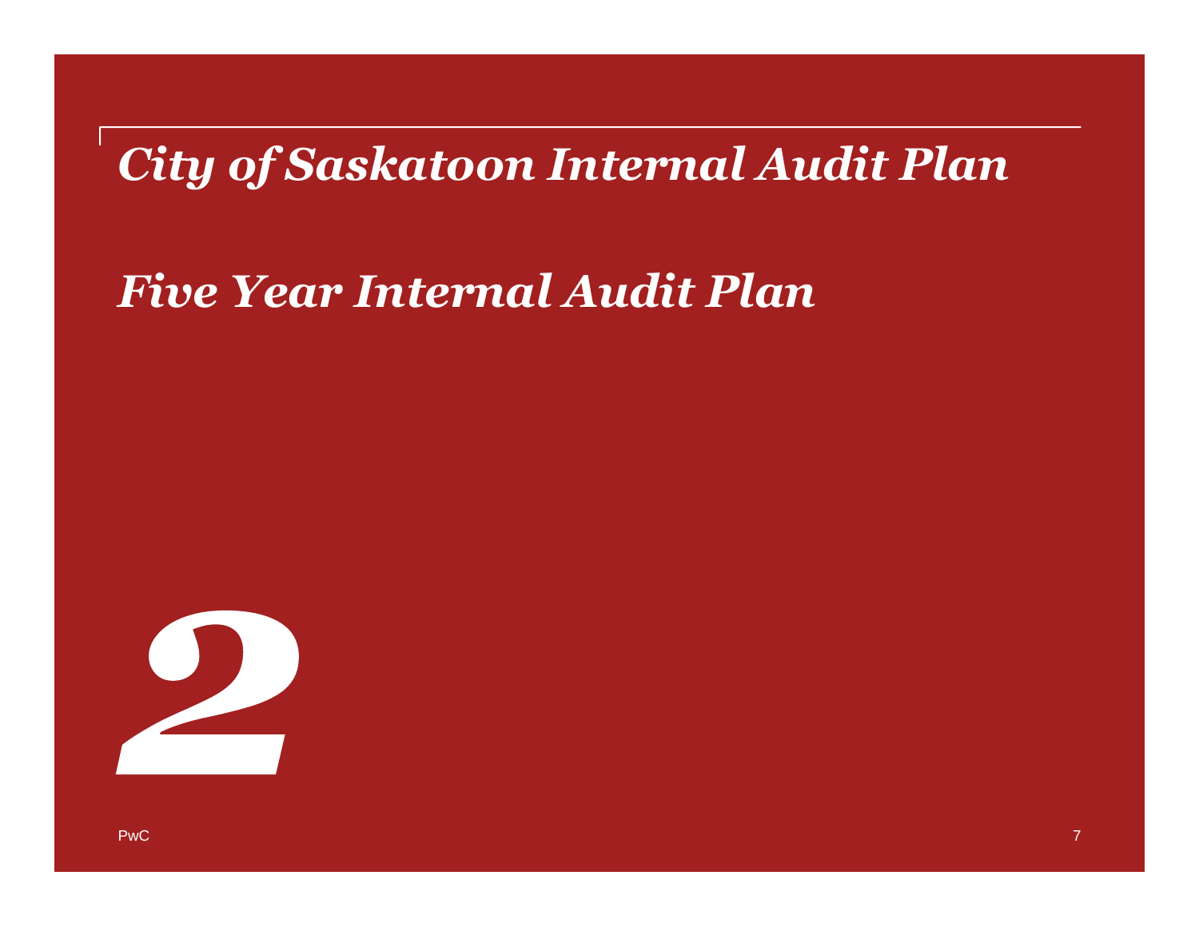*City of Saskatoon Internal Audit Plan*

# *Five Year Internal Audit Plan*

# 2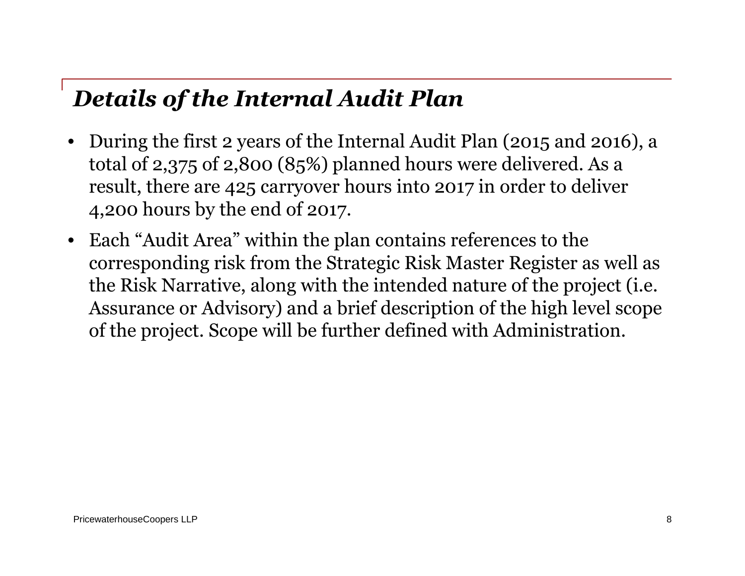# *Details of the Internal Audit Plan*

- During the first 2 years of the Internal Audit Plan (2015 and 2016), a total of 2,375 of 2,800 (85%) planned hours were delivered. As a result, there are 425 carryover hours into 2017 in order to deliver 4,200 hours by the end of 2017.
- Each "Audit Area" within the plan contains references to the corresponding risk from the Strategic Risk Master Register as well as the Risk Narrative, along with the intended nature of the project (i.e. Assurance or Advisory) and a brief description of the high level scope of the project. Scope will be further defined with Administration.

PricewaterhouseCoopers LLP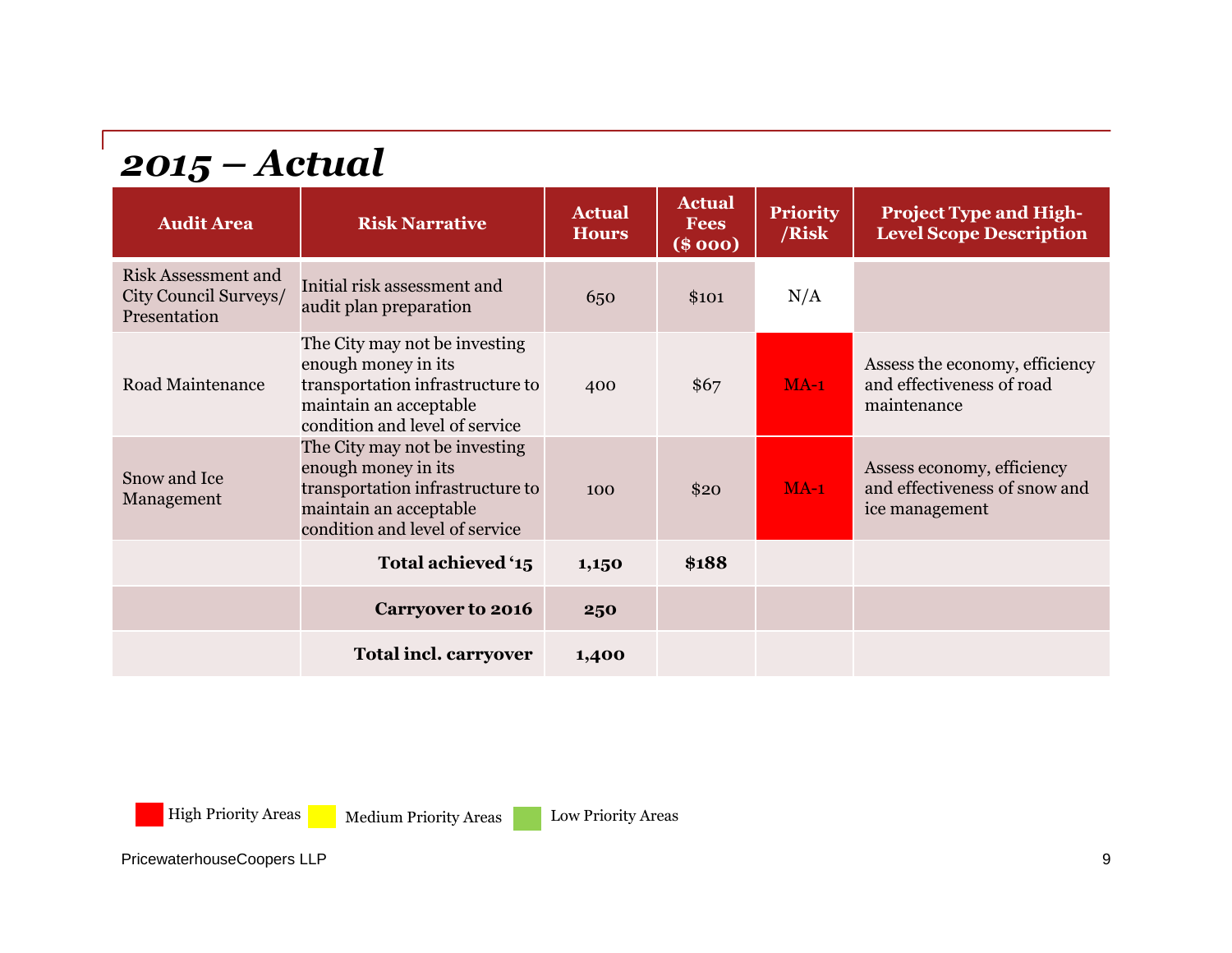# *2015 – Actual*

| Audit Area | Risk Narrative | Actual Hours | Actual Fees ($ 000) | Priority /Risk | Project Type and High-Level Scope Description |
|---|---|---|---|---|---|
| Risk Assessment and City Council Surveys/ Presentation | Initial risk assessment and audit plan preparation | 650 | $101 | N/A | |
| Road Maintenance | The City may not be investing enough money in its transportation infrastructure to maintain an acceptable condition and level of service | 400 | $67 | MA-1 | Assess the economy, efficiency and effectiveness of road maintenance |
| Snow and Ice Management | The City may not be investing enough money in its transportation infrastructure to maintain an acceptable condition and level of service | 100 | $20 | MA-1 | Assess economy, efficiency and effectiveness of snow and ice management |
| | **Total achieved '15** | **1,150** | **$188** | | |
| | **Carryover to 2016** | **250** | | | |
| | **Total incl. carryover** | **1,400** | | | |

High Priority Areas | Medium Priority Areas | Low Priority Areas

PricewaterhouseCoopers LLP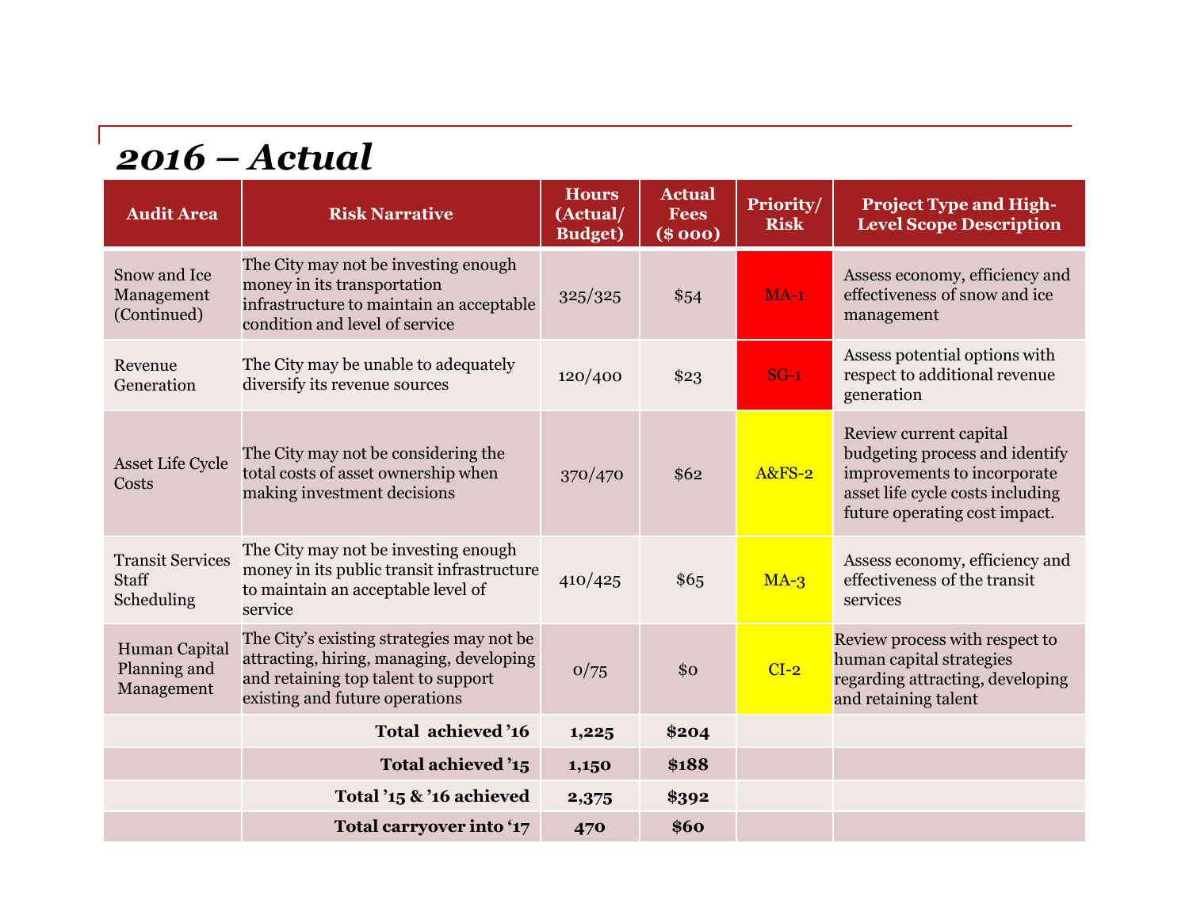# *2016 – Actual*

| Audit Area | Risk Narrative | Hours (Actual/ Budget) | Actual Fees ($ 000) | Priority/ Risk | Project Type and High-Level Scope Description |
|---|---|---|---|---|---|
| Snow and Ice Management (Continued) | The City may not be investing enough money in its transportation infrastructure to maintain an acceptable condition and level of service | 325/325 | $54 | MA-1 | Assess economy, efficiency and effectiveness of snow and ice management |
| Revenue Generation | The City may be unable to adequately diversify its revenue sources | 120/400 | $23 | SG-1 | Assess potential options with respect to additional revenue generation |
| Asset Life Cycle Costs | The City may not be considering the total costs of asset ownership when making investment decisions | 370/470 | $62 | A&FS-2 | Review current capital budgeting process and identify improvements to incorporate asset life cycle costs including future operating cost impact. |
| Transit Services Staff Scheduling | The City may not be investing enough money in its public transit infrastructure to maintain an acceptable level of service | 410/425 | $65 | MA-3 | Assess economy, efficiency and effectiveness of the transit services |
| Human Capital Planning and Management | The City's existing strategies may not be attracting, hiring, managing, developing and retaining top talent to support existing and future operations | 0/75 | $0 | CI-2 | Review process with respect to human capital strategies regarding attracting, developing and retaining talent |
| | **Total achieved '16** | **1,225** | **$204** | | |
| | **Total achieved '15** | **1,150** | **$188** | | |
| | **Total '15 & '16 achieved** | **2,375** | **$392** | | |
| | **Total carryover into '17** | **470** | **$60** | | |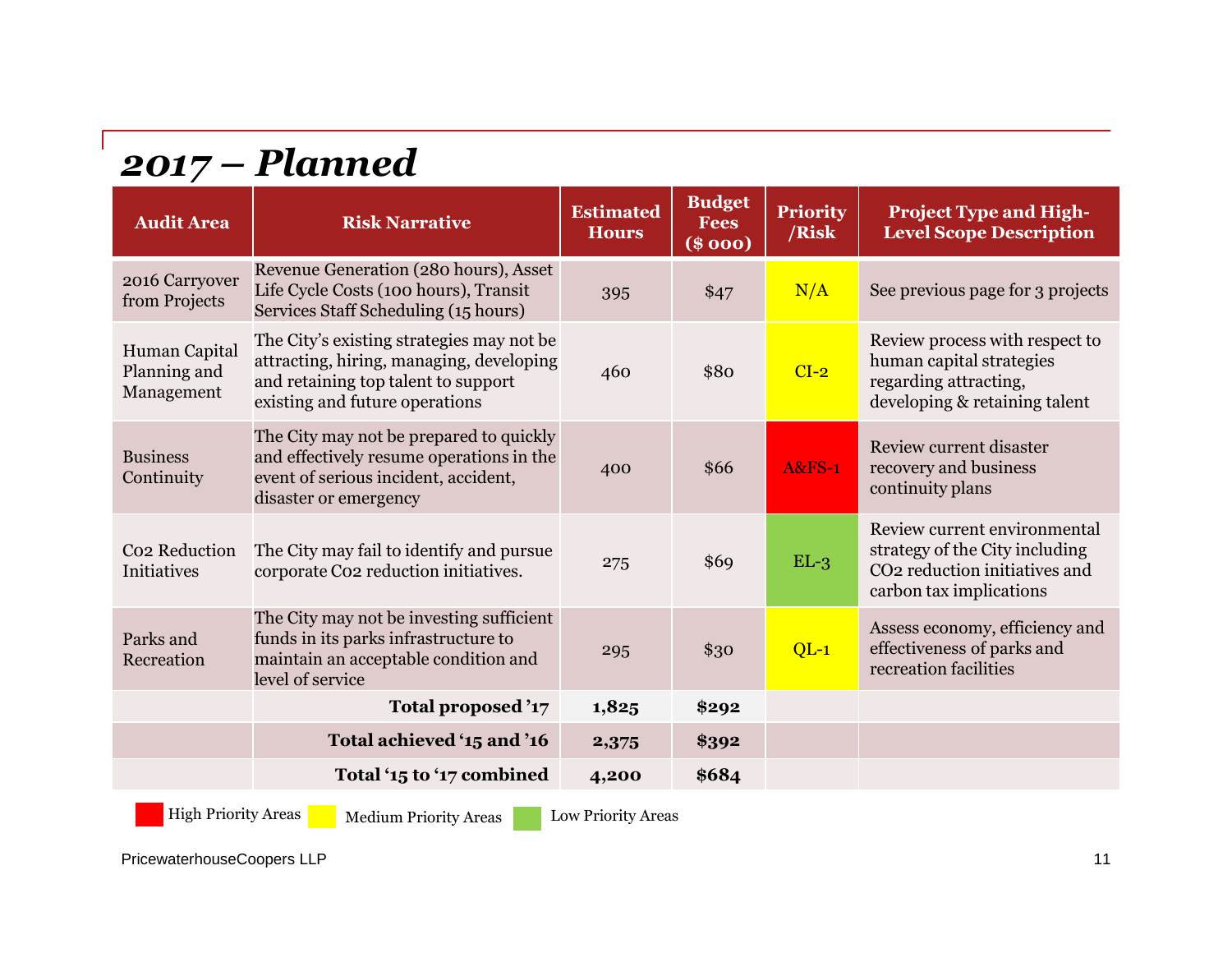# *2017 – Planned*

| Audit Area | Risk Narrative | Estimated Hours | Budget Fees ($ 000) | Priority /Risk | Project Type and High-Level Scope Description |
|---|---|---|---|---|---|
| 2016 Carryover from Projects | Revenue Generation (280 hours), Asset Life Cycle Costs (100 hours), Transit Services Staff Scheduling (15 hours) | 395 | $47 | N/A | See previous page for 3 projects |
| Human Capital Planning and Management | The City's existing strategies may not be attracting, hiring, managing, developing and retaining top talent to support existing and future operations | 460 | $80 | CI-2 | Review process with respect to human capital strategies regarding attracting, developing & retaining talent |
| Business Continuity | The City may not be prepared to quickly and effectively resume operations in the event of serious incident, accident, disaster or emergency | 400 | $66 | A&FS-1 | Review current disaster recovery and business continuity plans |
| Co2 Reduction Initiatives | The City may fail to identify and pursue corporate Co2 reduction initiatives. | 275 | $69 | EL-3 | Review current environmental strategy of the City including $CO_2$ reduction initiatives and carbon tax implications |
| Parks and Recreation | The City may not be investing sufficient funds in its parks infrastructure to maintain an acceptable condition and level of service | 295 | $30 | QL-1 | Assess economy, efficiency and effectiveness of parks and recreation facilities |
| | **Total proposed '17** | **1,825** | **$292** | | |
| | **Total achieved '15 and '16** | **2,375** | **$392** | | |
| | **Total '15 to '17 combined** | **4,200** | **$684** | | |

High Priority Areas | Medium Priority Areas | Low Priority Areas

PricewaterhouseCoopers LLP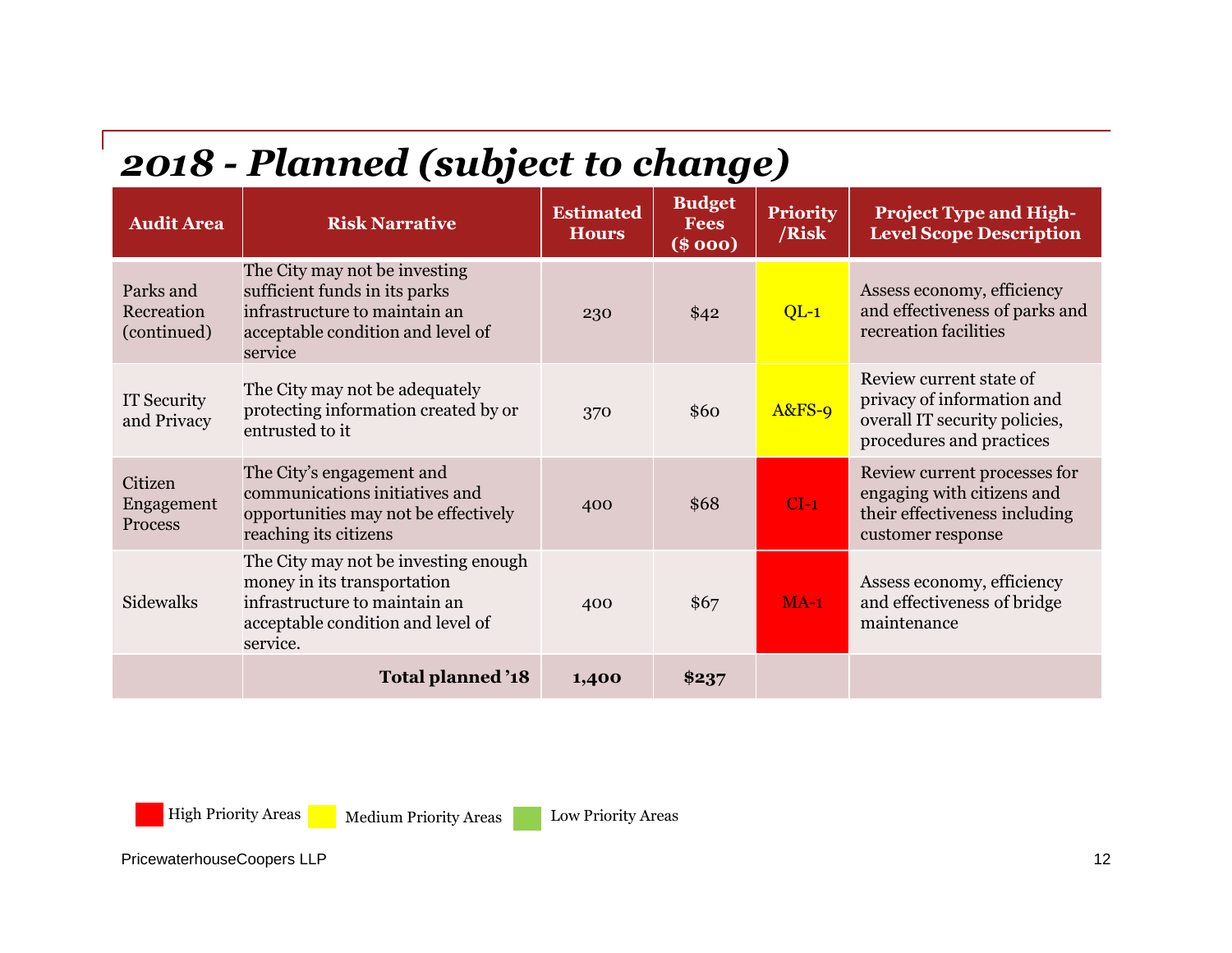# *2018 - Planned (subject to change)*

| Audit Area | Risk Narrative | Estimated Hours | Budget Fees ($ 000) | Priority /Risk | Project Type and High-Level Scope Description |
|---|---|---|---|---|---|
| Parks and Recreation (continued) | The City may not be investing sufficient funds in its parks infrastructure to maintain an acceptable condition and level of service | 230 | $42 | QL-1 | Assess economy, efficiency and effectiveness of parks and recreation facilities |
| IT Security and Privacy | The City may not be adequately protecting information created by or entrusted to it | 370 | $60 | A&FS-9 | Review current state of privacy of information and overall IT security policies, procedures and practices |
| Citizen Engagement Process | The City's engagement and communications initiatives and opportunities may not be effectively reaching its citizens | 400 | $68 | CI-1 | Review current processes for engaging with citizens and their effectiveness including customer response |
| Sidewalks | The City may not be investing enough money in its transportation infrastructure to maintain an acceptable condition and level of service. | 400 | $67 | MA-1 | Assess economy, efficiency and effectiveness of bridge maintenance |
| | **Total planned '18** | **1,400** | **$237** | | |

High Priority Areas (red) | Medium Priority Areas (yellow) | Low Priority Areas (green)

PricewaterhouseCoopers LLP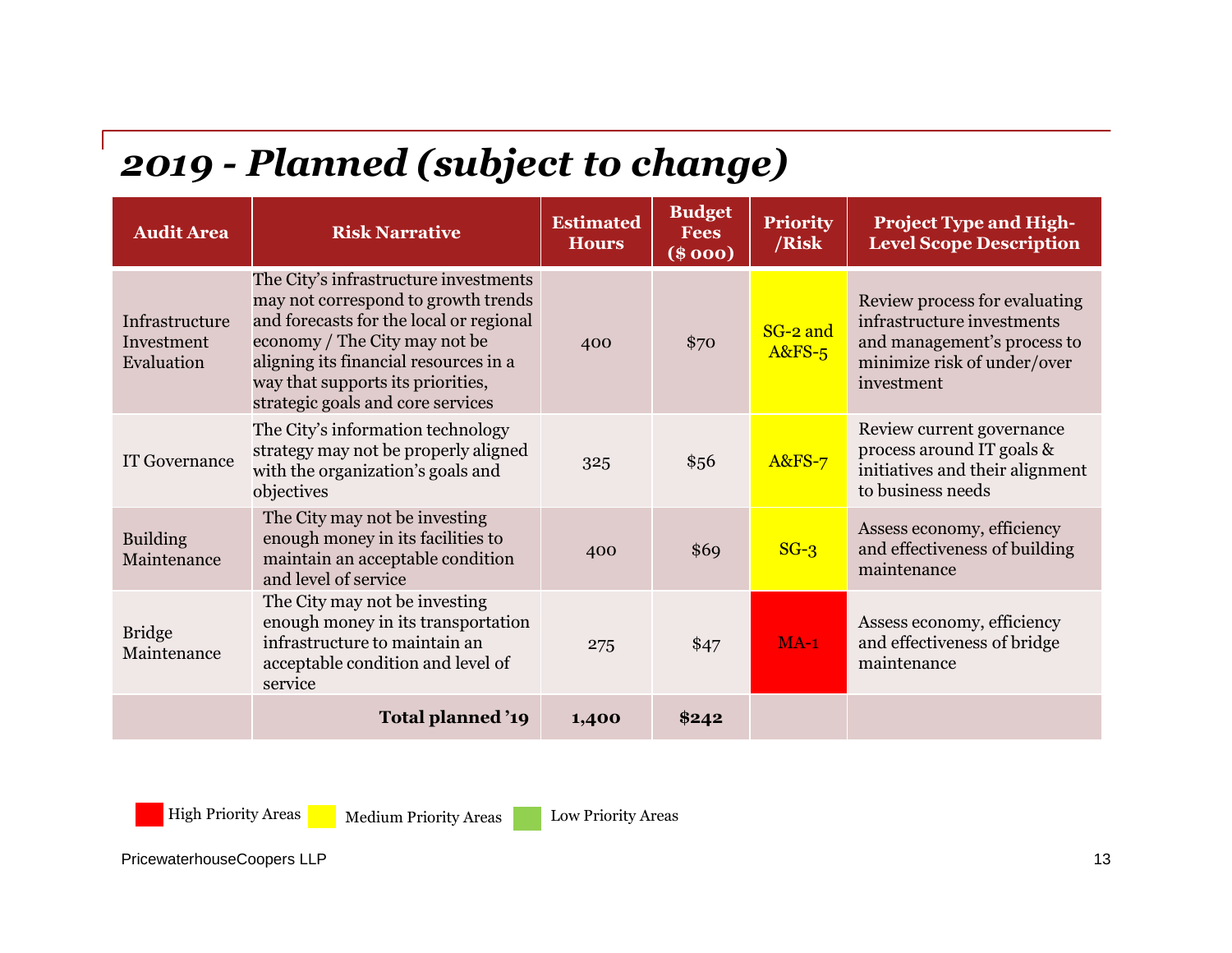# *2019 - Planned (subject to change)*

| Audit Area | Risk Narrative | Estimated Hours | Budget Fees ($ 000) | Priority /Risk | Project Type and High-Level Scope Description |
|---|---|---|---|---|---|
| Infrastructure Investment Evaluation | The City's infrastructure investments may not correspond to growth trends and forecasts for the local or regional economy / The City may not be aligning its financial resources in a way that supports its priorities, strategic goals and core services | 400 | $70 | SG-2 and A&FS-5 | Review process for evaluating infrastructure investments and management's process to minimize risk of under/over investment |
| IT Governance | The City's information technology strategy may not be properly aligned with the organization's goals and objectives | 325 | $56 | A&FS-7 | Review current governance process around IT goals & initiatives and their alignment to business needs |
| Building Maintenance | The City may not be investing enough money in its facilities to maintain an acceptable condition and level of service | 400 | $69 | SG-3 | Assess economy, efficiency and effectiveness of building maintenance |
| Bridge Maintenance | The City may not be investing enough money in its transportation infrastructure to maintain an acceptable condition and level of service | 275 | $47 | MA-1 | Assess economy, efficiency and effectiveness of bridge maintenance |
| | **Total planned '19** | **1,400** | **$242** | | |

High Priority Areas | Medium Priority Areas | Low Priority Areas

PricewaterhouseCoopers LLP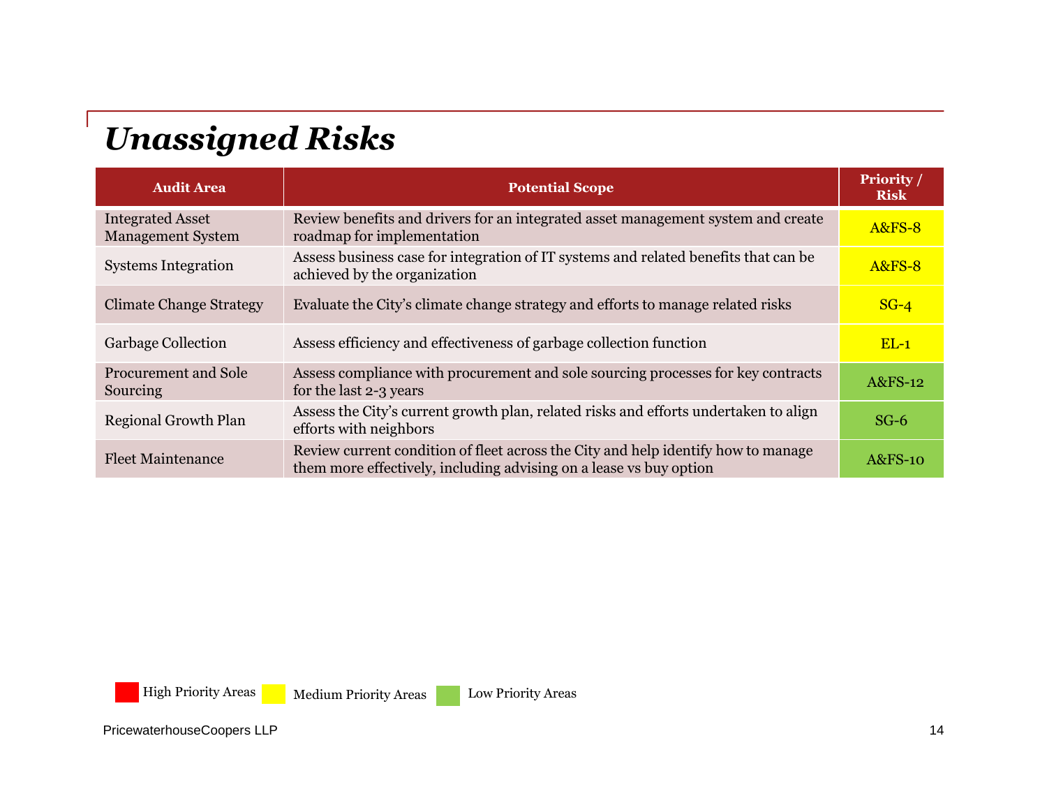# *Unassigned Risks*

| Audit Area | Potential Scope | Priority / Risk |
|---|---|---|
| Integrated Asset Management System | Review benefits and drivers for an integrated asset management system and create roadmap for implementation | A&FS-8 |
| Systems Integration | Assess business case for integration of IT systems and related benefits that can be achieved by the organization | A&FS-8 |
| Climate Change Strategy | Evaluate the City's climate change strategy and efforts to manage related risks | SG-4 |
| Garbage Collection | Assess efficiency and effectiveness of garbage collection function | EL-1 |
| Procurement and Sole Sourcing | Assess compliance with procurement and sole sourcing processes for key contracts for the last 2-3 years | A&FS-12 |
| Regional Growth Plan | Assess the City's current growth plan, related risks and efforts undertaken to align efforts with neighbors | SG-6 |
| Fleet Maintenance | Review current condition of fleet across the City and help identify how to manage them more effectively, including advising on a lease vs buy option | A&FS-10 |

High Priority Areas · Medium Priority Areas · Low Priority Areas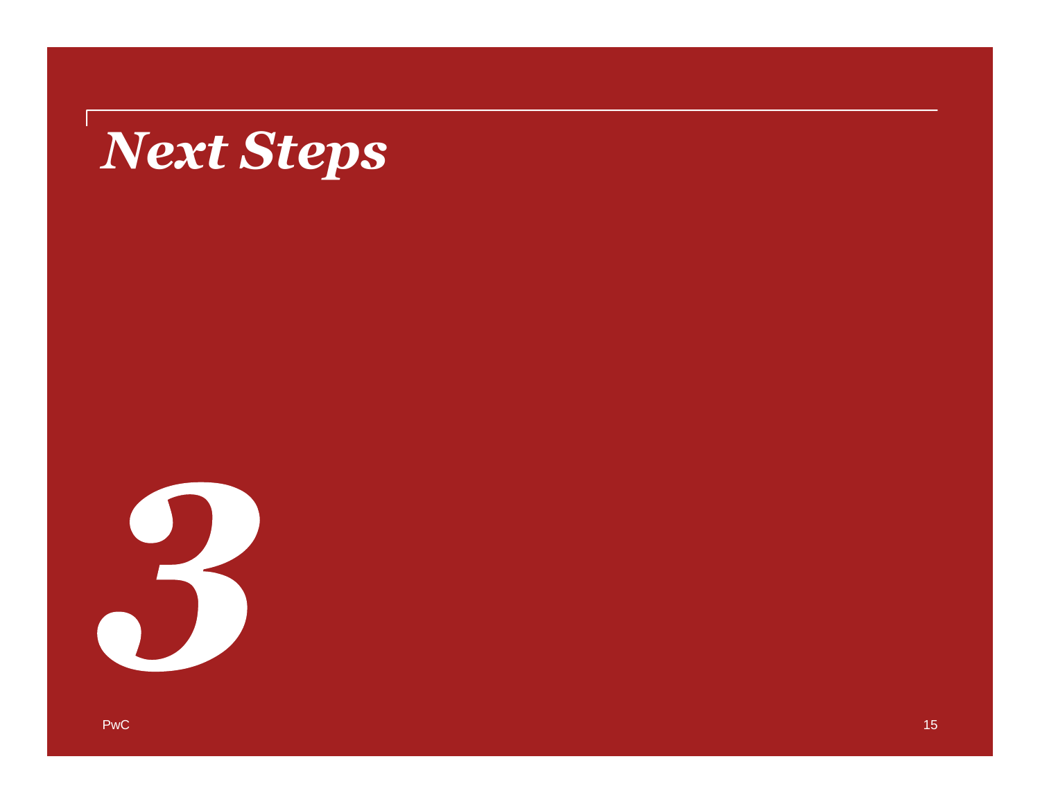# *Next Steps*

*3*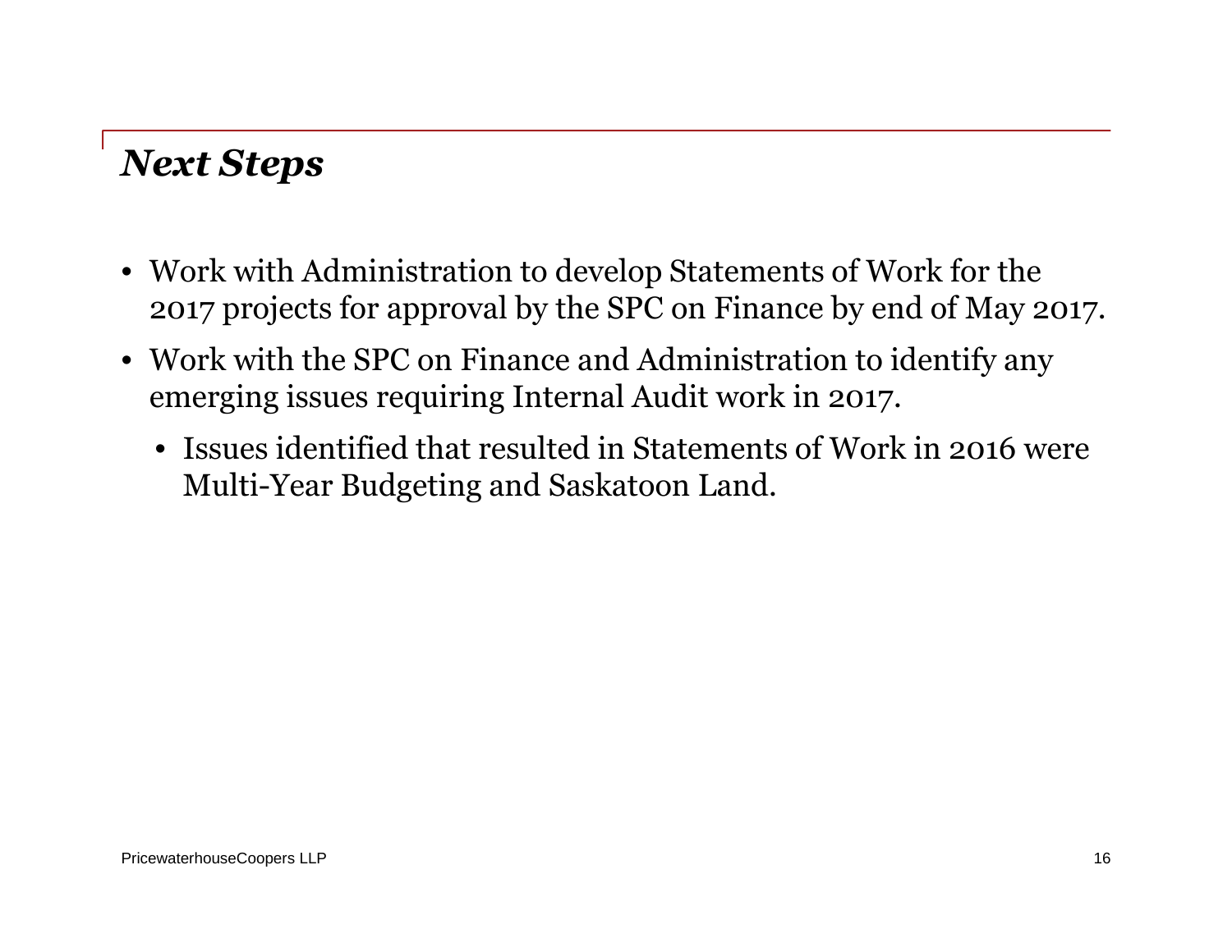## *Next Steps*

- Work with Administration to develop Statements of Work for the 2017 projects for approval by the SPC on Finance by end of May 2017.
- Work with the SPC on Finance and Administration to identify any emerging issues requiring Internal Audit work in 2017.
  - Issues identified that resulted in Statements of Work in 2016 were Multi-Year Budgeting and Saskatoon Land.